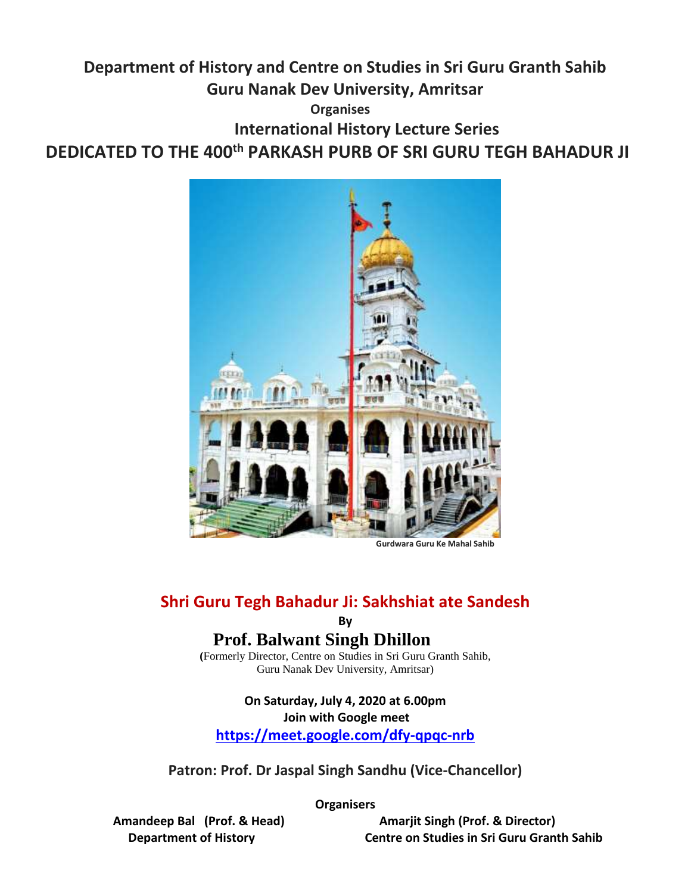**Department of History and Centre on Studies in Sri Guru Granth Sahib**

**Guru Nanak Dev University, Amritsar**

**Organises**

# International History Lecture Series

# DEDICATED TO THE 400th PARKASH PURB OF SRI GURU TEGH BAHADUR JI

Gurdwara Guru Ke Mahal Sahib

## Shri Guru Tegh Bahadur Ji: Sakhshiat ate Sandesh

**By**

**Prof. Balwant Singh Dhillon**

(Formerly Director, Centre on Studies in Sri Guru Granth Sahib, Guru Nanak Dev University, Amritsar)

**On Saturday, July 4, 2020 at 6.00pm**

**Join with Google meet**

**https://meet.google.com/dfy-qpqc-nrb**

**Patron: Prof. Dr Jaspal Singh Sandhu (Vice-Chancellor)**

**Organisers**

**Amandeep Bal (Prof. & Head)**
**Department of History**

**Amarjit Singh (Prof. & Director)**
**Centre on Studies in Sri Guru Granth Sahib**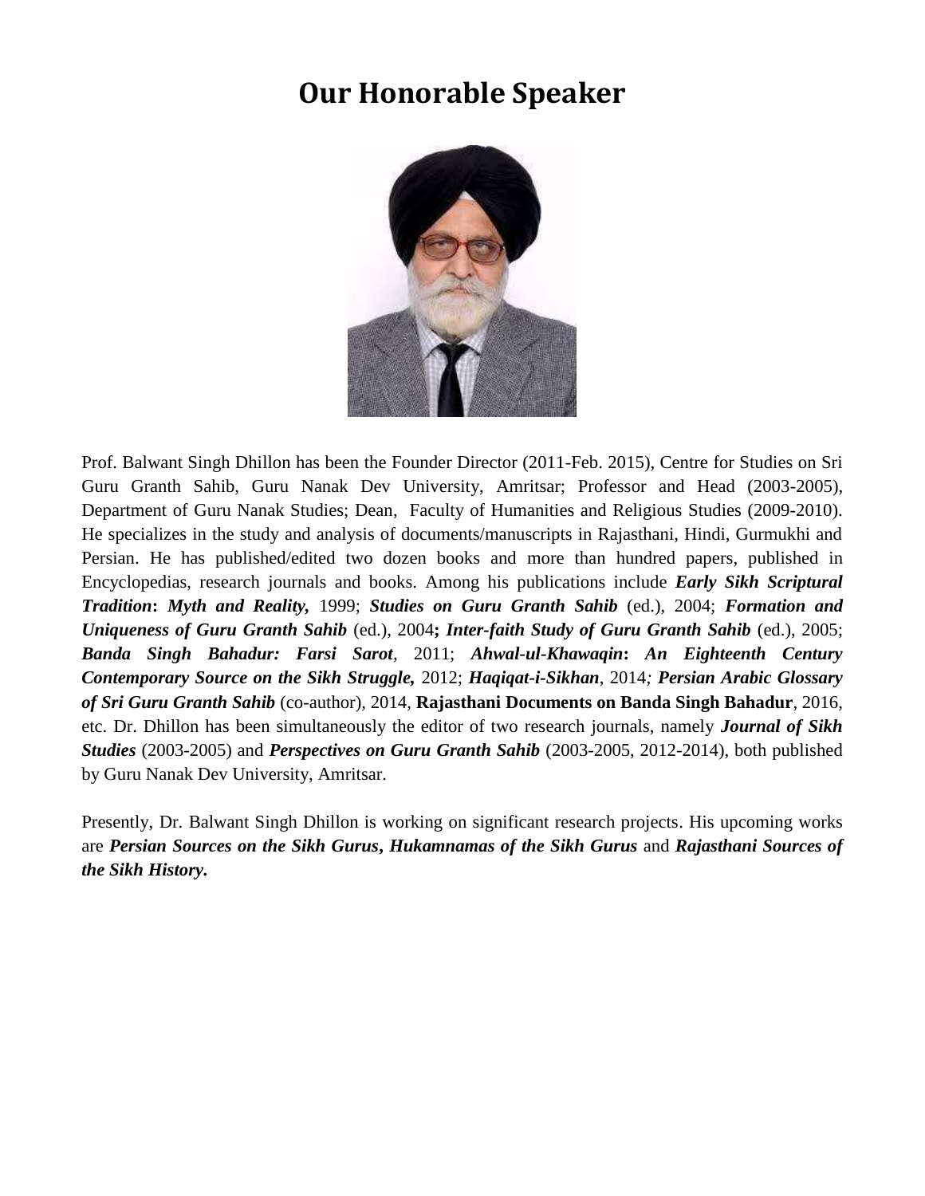# Our Honorable Speaker

Prof. Balwant Singh Dhillon has been the Founder Director (2011-Feb. 2015), Centre for Studies on Sri Guru Granth Sahib, Guru Nanak Dev University, Amritsar; Professor and Head (2003-2005), Department of Guru Nanak Studies; Dean, Faculty of Humanities and Religious Studies (2009-2010). He specializes in the study and analysis of documents/manuscripts in Rajasthani, Hindi, Gurmukhi and Persian. He has published/edited two dozen books and more than hundred papers, published in Encyclopedias, research journals and books. Among his publications include ***Early Sikh Scriptural Tradition*: *Myth and Reality,*** 1999; ***Studies on Guru Granth Sahib*** (ed.), 2004; ***Formation and Uniqueness of Guru Granth Sahib*** (ed.), 2004**;** ***Inter-faith Study of Guru Granth Sahib*** (ed.), 2005; ***Banda Singh Bahadur: Farsi Sarot***, 2011; ***Ahwal-ul-Khawaqin*: *An Eighteenth Century Contemporary Source on the Sikh Struggle,*** 2012; ***Haqiqat-i-Sikhan***, 2014; ***Persian Arabic Glossary of Sri Guru Granth Sahib*** (co-author), 2014, **Rajasthani Documents on Banda Singh Bahadur**, 2016, etc. Dr. Dhillon has been simultaneously the editor of two research journals, namely ***Journal of Sikh Studies*** (2003-2005) and ***Perspectives on Guru Granth Sahib*** (2003-2005, 2012-2014), both published by Guru Nanak Dev University, Amritsar.

Presently, Dr. Balwant Singh Dhillon is working on significant research projects. His upcoming works are ***Persian Sources on the Sikh Gurus*, *Hukamnamas of the Sikh Gurus*** and ***Rajasthani Sources of the Sikh History.***